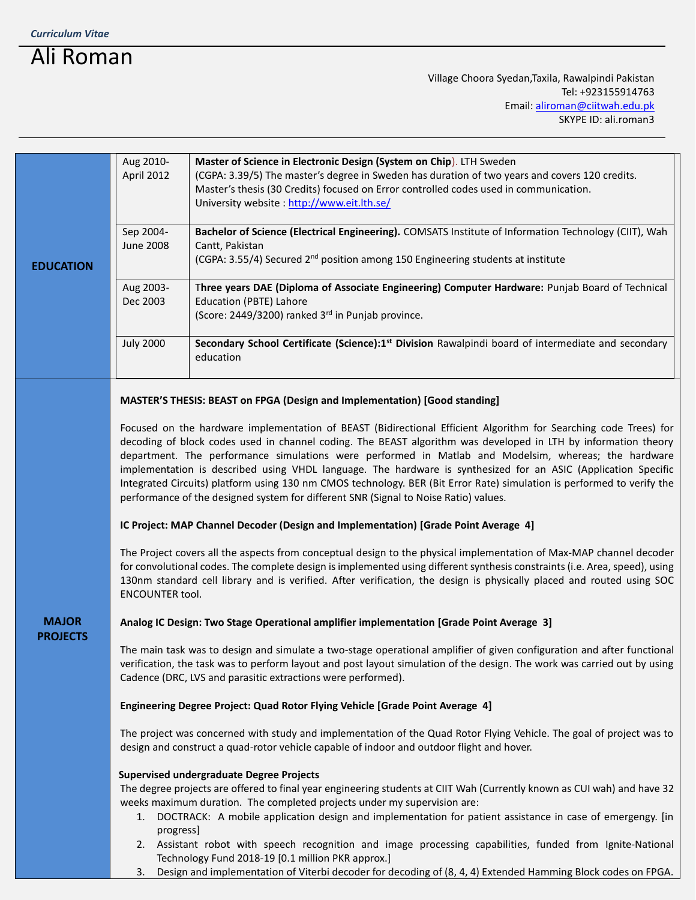*Curriculum Vitae*

# Ali Roman

Village Choora Syedan,Taxila, Rawalpindi Pakistan
Tel: +923155914763
Email: aliroman@ciitwah.edu.pk
SKYPE ID: ali.roman3

## EDUCATION

| Period | Details |
|---|---|
| Aug 2010-April 2012 | **Master of Science in Electronic Design (System on Chip**). LTH Sweden<br>(CGPA: 3.39/5) The master's degree in Sweden has duration of two years and covers 120 credits. Master's thesis (30 Credits) focused on Error controlled codes used in communication.<br>University website : http://www.eit.lth.se/ |
| Sep 2004-June 2008 | **Bachelor of Science (Electrical Engineering).** COMSATS Institute of Information Technology (CIIT), Wah Cantt, Pakistan<br>(CGPA: 3.55/4) Secured 2nd position among 150 Engineering students at institute |
| Aug 2003-Dec 2003 | T**hree years DAE (Diploma of Associate Engineering) Computer Hardware:** Punjab Board of Technical Education (PBTE) Lahore<br>(Score: 2449/3200) ranked 3rd in Punjab province. |
| July 2000 | **Secondary School Certificate (Science):1st Division** Rawalpindi board of intermediate and secondary education |

## MAJOR PROJECTS

**MASTER'S THESIS: BEAST on FPGA (Design and Implementation) [Good standing]**

Focused on the hardware implementation of BEAST (Bidirectional Efficient Algorithm for Searching code Trees) for decoding of block codes used in channel coding. The BEAST algorithm was developed in LTH by information theory department. The performance simulations were performed in Matlab and Modelsim, whereas; the hardware implementation is described using VHDL language. The hardware is synthesized for an ASIC (Application Specific Integrated Circuits) platform using 130 nm CMOS technology. BER (Bit Error Rate) simulation is performed to verify the performance of the designed system for different SNR (Signal to Noise Ratio) values.

**IC Project: MAP Channel Decoder (Design and Implementation) [Grade Point Average 4]**

The Project covers all the aspects from conceptual design to the physical implementation of Max-MAP channel decoder for convolutional codes. The complete design is implemented using different synthesis constraints (i.e. Area, speed), using 130nm standard cell library and is verified. After verification, the design is physically placed and routed using SOC ENCOUNTER tool.

**Analog IC Design: Two Stage Operational amplifier implementation [Grade Point Average 3]**

The main task was to design and simulate a two-stage operational amplifier of given configuration and after functional verification, the task was to perform layout and post layout simulation of the design. The work was carried out by using Cadence (DRC, LVS and parasitic extractions were performed).

**Engineering Degree Project: Quad Rotor Flying Vehicle [Grade Point Average 4]**

The project was concerned with study and implementation of the Quad Rotor Flying Vehicle. The goal of project was to design and construct a quad-rotor vehicle capable of indoor and outdoor flight and hover.

**Supervised undergraduate Degree Projects**

The degree projects are offered to final year engineering students at CIIT Wah (Currently known as CUI wah) and have 32 weeks maximum duration. The completed projects under my supervision are:

1. DOCTRACK: A mobile application design and implementation for patient assistance in case of emergengy. [in progress]
2. Assistant robot with speech recognition and image processing capabilities, funded from Ignite-National Technology Fund 2018-19 [0.1 million PKR approx.]
3. Design and implementation of Viterbi decoder for decoding of (8, 4, 4) Extended Hamming Block codes on FPGA.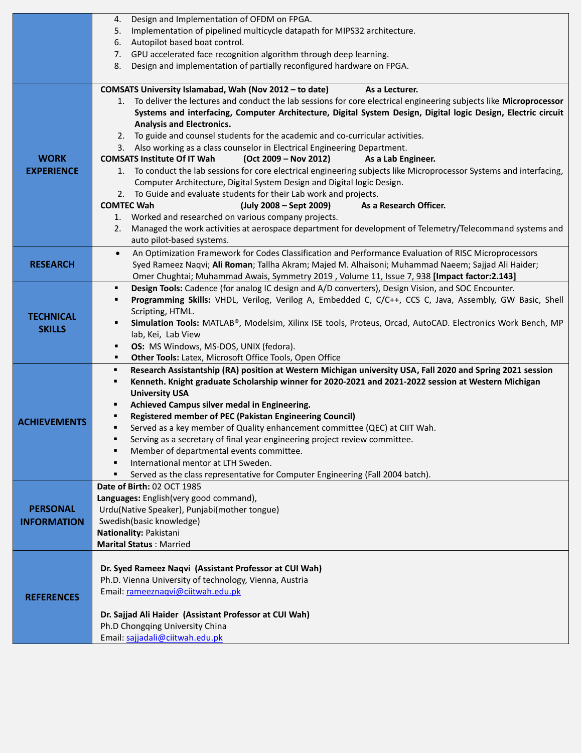4. Design and Implementation of OFDM on FPGA.
5. Implementation of pipelined multicycle datapath for MIPS32 architecture.
6. Autopilot based boat control.
7. GPU accelerated face recognition algorithm through deep learning.
8. Design and implementation of partially reconfigured hardware on FPGA.

## WORK EXPERIENCE

**COMSATS University Islamabad, Wah (Nov 2012 – to date) As a Lecturer.**

1. To deliver the lectures and conduct the lab sessions for core electrical engineering subjects like **Microprocessor Systems and interfacing, Computer Architecture, Digital System Design, Digital logic Design, Electric circuit Analysis and Electronics.**
2. To guide and counsel students for the academic and co-curricular activities.
3. Also working as a class counselor in Electrical Engineering Department.

**COMSATS Institute Of IT Wah (Oct 2009 – Nov 2012) As a Lab Engineer.**

1. To conduct the lab sessions for core electrical engineering subjects like Microprocessor Systems and interfacing, Computer Architecture, Digital System Design and Digital logic Design.
2. To Guide and evaluate students for their Lab work and projects.

**COMTEC Wah (July 2008 – Sept 2009) As a Research Officer.**

1. Worked and researched on various company projects.
2. Managed the work activities at aerospace department for development of Telemetry/Telecommand systems and auto pilot-based systems.

## RESEARCH

- An Optimization Framework for Codes Classification and Performance Evaluation of RISC Microprocessors
  Syed Rameez Naqvi; **Ali Roman**; Tallha Akram; Majed M. Alhaisoni; Muhammad Naeem; Sajjad Ali Haider; Omer Chughtai; Muhammad Awais, Symmetry 2019 , Volume 11, Issue 7, 938 **[Impact factor:2.143]**

## TECHNICAL SKILLS

- **Design Tools:** Cadence (for analog IC design and A/D converters), Design Vision, and SOC Encounter.
- **Programming Skills:** VHDL, Verilog, Verilog A, Embedded C, C/C++, CCS C, Java, Assembly, GW Basic, Shell Scripting, HTML.
- **Simulation Tools:** MATLAB®, Modelsim, Xilinx ISE tools, Proteus, Orcad, AutoCAD. Electronics Work Bench, MP lab, Kei, Lab View
- **OS:** MS Windows, MS-DOS, UNIX (fedora).
- **Other Tools:** Latex, Microsoft Office Tools, Open Office

## ACHIEVEMENTS

- **Research Assistantship (RA) position at Western Michigan university USA, Fall 2020 and Spring 2021 session**
- **Kenneth. Knight graduate Scholarship winner for 2020-2021 and 2021-2022 session at Western Michigan University USA**
- **Achieved Campus silver medal in Engineering.**
- **Registered member of PEC (Pakistan Engineering Council)**
- Served as a key member of Quality enhancement committee (QEC) at CIIT Wah.
- Serving as a secretary of final year engineering project review committee.
- Member of departmental events committee.
- International mentor at LTH Sweden.
- Served as the class representative for Computer Engineering (Fall 2004 batch).

## PERSONAL INFORMATION

**Date of Birth:** 02 OCT 1985
**Languages:** English(very good command),
Urdu(Native Speaker), Punjabi(mother tongue)
Swedish(basic knowledge)
**Nationality:** Pakistani
**Marital Status** : Married

## REFERENCES

**Dr. Syed Rameez Naqvi (Assistant Professor at CUI Wah)**
Ph.D. Vienna University of technology, Vienna, Austria
Email: rameeznaqvi@ciitwah.edu.pk

**Dr. Sajjad Ali Haider (Assistant Professor at CUI Wah)**
Ph.D Chongqing University China
Email: sajjadali@ciitwah.edu.pk